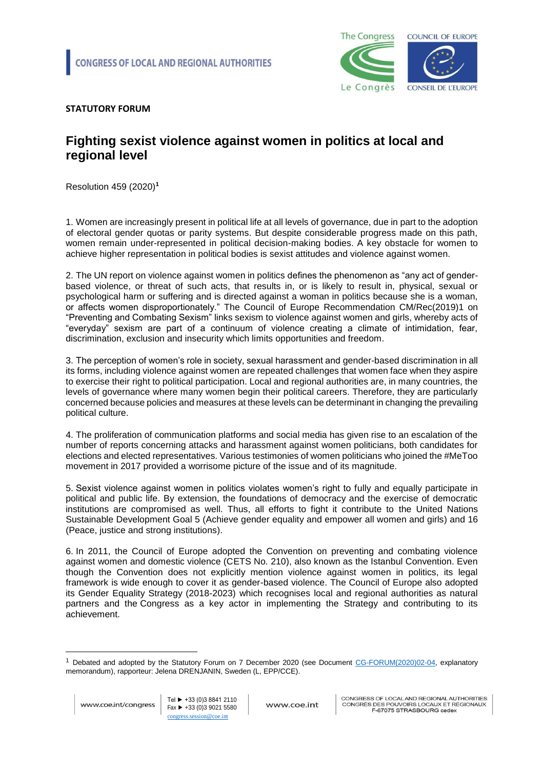CONGRESS OF LOCAL AND REGIONAL AUTHORITIES

**STATUTORY FORUM**

# Fighting sexist violence against women in politics at local and regional level

Resolution 459 (2020)[1]

1. Women are increasingly present in political life at all levels of governance, due in part to the adoption of electoral gender quotas or parity systems. But despite considerable progress made on this path, women remain under-represented in political decision-making bodies. A key obstacle for women to achieve higher representation in political bodies is sexist attitudes and violence against women.

2. The UN report on violence against women in politics defines the phenomenon as "any act of gender-based violence, or threat of such acts, that results in, or is likely to result in, physical, sexual or psychological harm or suffering and is directed against a woman in politics because she is a woman, or affects women disproportionately." The Council of Europe Recommendation CM/Rec(2019)1 on "Preventing and Combating Sexism" links sexism to violence against women and girls, whereby acts of "everyday" sexism are part of a continuum of violence creating a climate of intimidation, fear, discrimination, exclusion and insecurity which limits opportunities and freedom.

3. The perception of women's role in society, sexual harassment and gender-based discrimination in all its forms, including violence against women are repeated challenges that women face when they aspire to exercise their right to political participation. Local and regional authorities are, in many countries, the levels of governance where many women begin their political careers. Therefore, they are particularly concerned because policies and measures at these levels can be determinant in changing the prevailing political culture.

4. The proliferation of communication platforms and social media has given rise to an escalation of the number of reports concerning attacks and harassment against women politicians, both candidates for elections and elected representatives. Various testimonies of women politicians who joined the #MeToo movement in 2017 provided a worrisome picture of the issue and of its magnitude.

5. Sexist violence against women in politics violates women's right to fully and equally participate in political and public life. By extension, the foundations of democracy and the exercise of democratic institutions are compromised as well. Thus, all efforts to fight it contribute to the United Nations Sustainable Development Goal 5 (Achieve gender equality and empower all women and girls) and 16 (Peace, justice and strong institutions).

6. In 2011, the Council of Europe adopted the Convention on preventing and combating violence against women and domestic violence (CETS No. 210), also known as the Istanbul Convention. Even though the Convention does not explicitly mention violence against women in politics, its legal framework is wide enough to cover it as gender-based violence. The Council of Europe also adopted its Gender Equality Strategy (2018-2023) which recognises local and regional authorities as natural partners and the Congress as a key actor in implementing the Strategy and contributing to its achievement.

[1] Debated and adopted by the Statutory Forum on 7 December 2020 (see Document CG-FORUM(2020)02-04, explanatory memorandum), rapporteur: Jelena DRENJANIN, Sweden (L, EPP/CCE).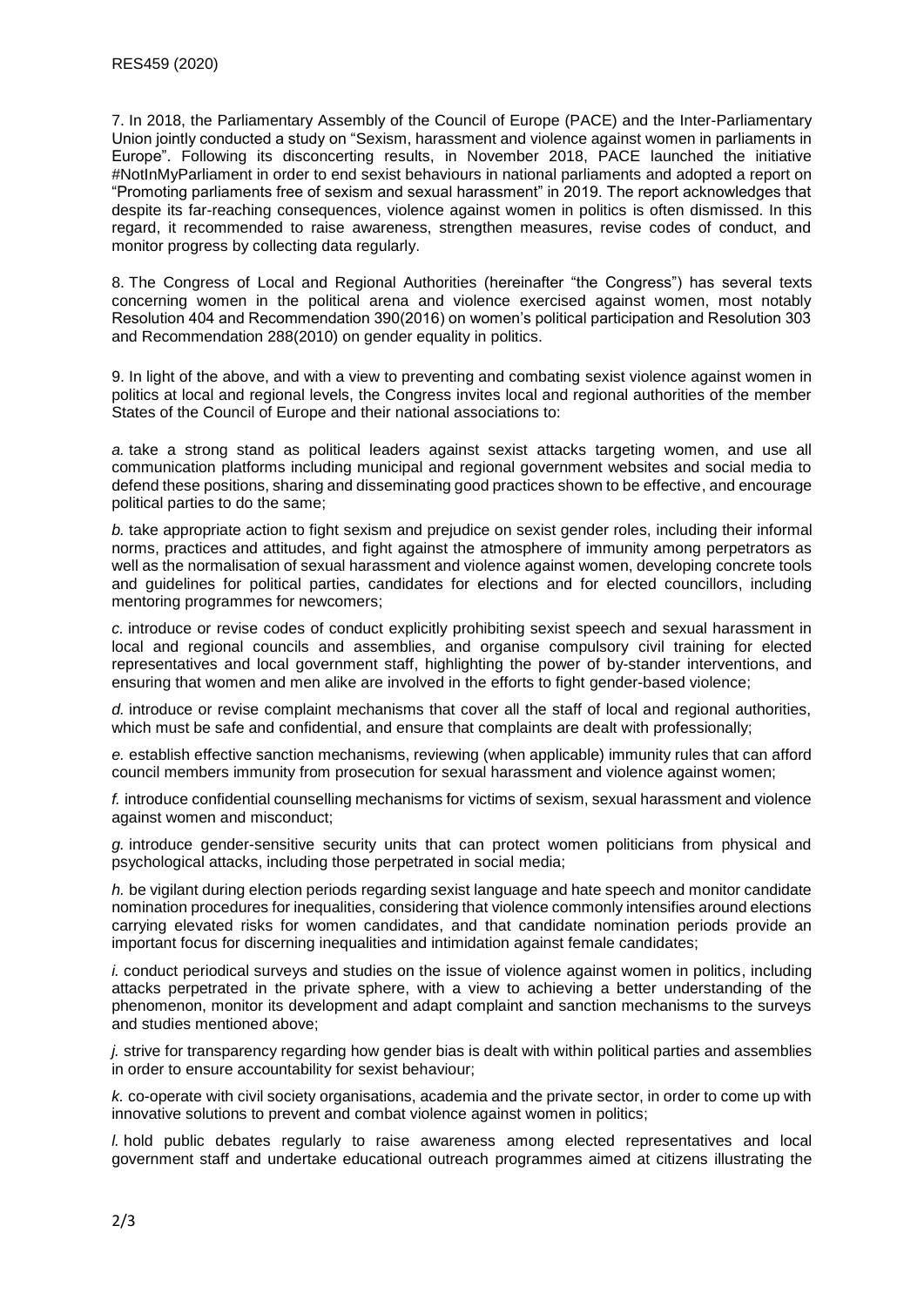7. In 2018, the Parliamentary Assembly of the Council of Europe (PACE) and the Inter-Parliamentary Union jointly conducted a study on "Sexism, harassment and violence against women in parliaments in Europe". Following its disconcerting results, in November 2018, PACE launched the initiative #NotInMyParliament in order to end sexist behaviours in national parliaments and adopted a report on "Promoting parliaments free of sexism and sexual harassment" in 2019. The report acknowledges that despite its far-reaching consequences, violence against women in politics is often dismissed. In this regard, it recommended to raise awareness, strengthen measures, revise codes of conduct, and monitor progress by collecting data regularly.

8. The Congress of Local and Regional Authorities (hereinafter "the Congress") has several texts concerning women in the political arena and violence exercised against women, most notably Resolution 404 and Recommendation 390(2016) on women's political participation and Resolution 303 and Recommendation 288(2010) on gender equality in politics.

9. In light of the above, and with a view to preventing and combating sexist violence against women in politics at local and regional levels, the Congress invites local and regional authorities of the member States of the Council of Europe and their national associations to:

*a.* take a strong stand as political leaders against sexist attacks targeting women, and use all communication platforms including municipal and regional government websites and social media to defend these positions, sharing and disseminating good practices shown to be effective, and encourage political parties to do the same;

*b.* take appropriate action to fight sexism and prejudice on sexist gender roles, including their informal norms, practices and attitudes, and fight against the atmosphere of immunity among perpetrators as well as the normalisation of sexual harassment and violence against women, developing concrete tools and guidelines for political parties, candidates for elections and for elected councillors, including mentoring programmes for newcomers;

*c.* introduce or revise codes of conduct explicitly prohibiting sexist speech and sexual harassment in local and regional councils and assemblies, and organise compulsory civil training for elected representatives and local government staff, highlighting the power of by-stander interventions, and ensuring that women and men alike are involved in the efforts to fight gender-based violence;

*d.* introduce or revise complaint mechanisms that cover all the staff of local and regional authorities, which must be safe and confidential, and ensure that complaints are dealt with professionally;

*e.* establish effective sanction mechanisms, reviewing (when applicable) immunity rules that can afford council members immunity from prosecution for sexual harassment and violence against women;

*f.* introduce confidential counselling mechanisms for victims of sexism, sexual harassment and violence against women and misconduct;

*g.* introduce gender-sensitive security units that can protect women politicians from physical and psychological attacks, including those perpetrated in social media;

*h.* be vigilant during election periods regarding sexist language and hate speech and monitor candidate nomination procedures for inequalities, considering that violence commonly intensifies around elections carrying elevated risks for women candidates, and that candidate nomination periods provide an important focus for discerning inequalities and intimidation against female candidates;

*i.* conduct periodical surveys and studies on the issue of violence against women in politics, including attacks perpetrated in the private sphere, with a view to achieving a better understanding of the phenomenon, monitor its development and adapt complaint and sanction mechanisms to the surveys and studies mentioned above;

*j.* strive for transparency regarding how gender bias is dealt with within political parties and assemblies in order to ensure accountability for sexist behaviour;

*k.* co-operate with civil society organisations, academia and the private sector, in order to come up with innovative solutions to prevent and combat violence against women in politics;

*l.* hold public debates regularly to raise awareness among elected representatives and local government staff and undertake educational outreach programmes aimed at citizens illustrating the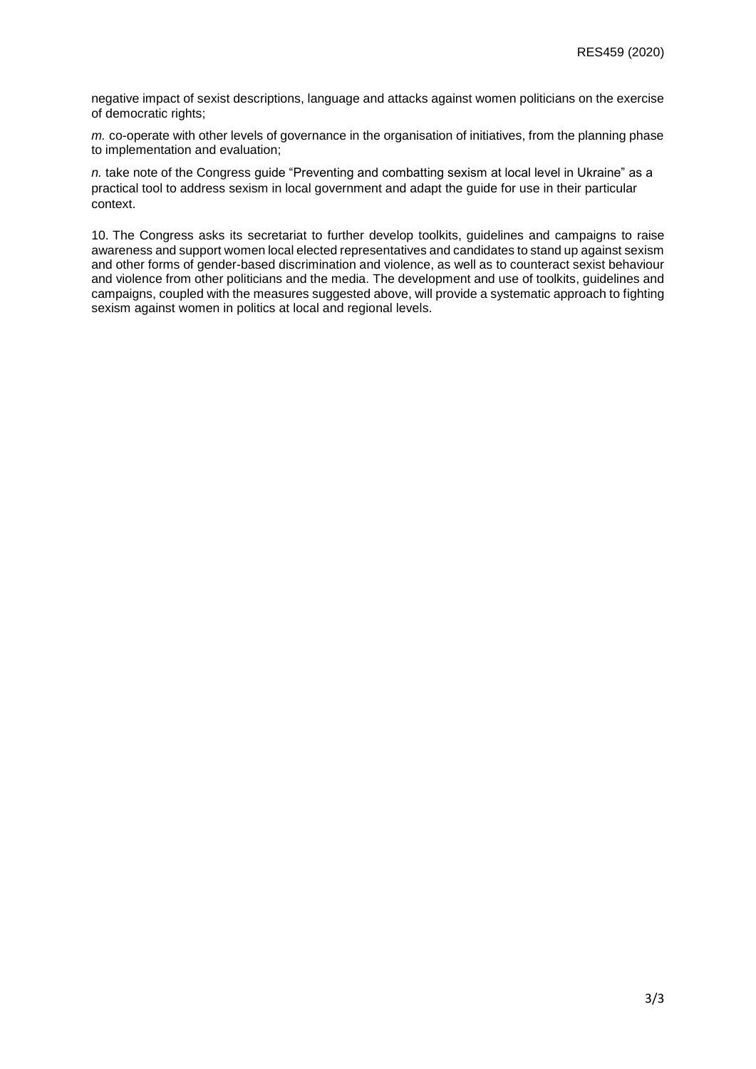negative impact of sexist descriptions, language and attacks against women politicians on the exercise of democratic rights;

*m.* co-operate with other levels of governance in the organisation of initiatives, from the planning phase to implementation and evaluation;

*n.* take note of the Congress guide "Preventing and combatting sexism at local level in Ukraine" as a practical tool to address sexism in local government and adapt the guide for use in their particular context.

10. The Congress asks its secretariat to further develop toolkits, guidelines and campaigns to raise awareness and support women local elected representatives and candidates to stand up against sexism and other forms of gender-based discrimination and violence, as well as to counteract sexist behaviour and violence from other politicians and the media. The development and use of toolkits, guidelines and campaigns, coupled with the measures suggested above, will provide a systematic approach to fighting sexism against women in politics at local and regional levels.